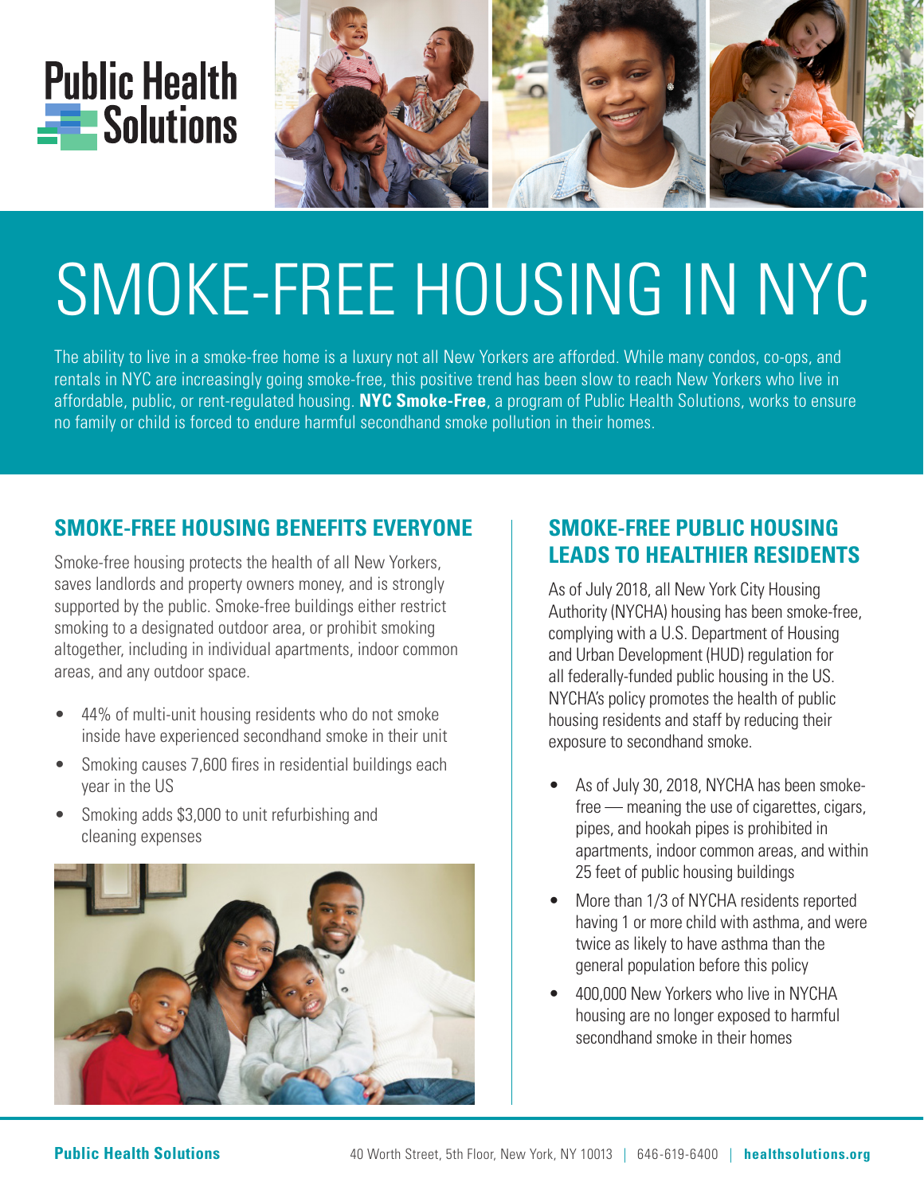Public Health Solutions

# SMOKE-FREE HOUSING IN NYC

The ability to live in a smoke-free home is a luxury not all New Yorkers are afforded. While many condos, co-ops, and rentals in NYC are increasingly going smoke-free, this positive trend has been slow to reach New Yorkers who live in affordable, public, or rent-regulated housing. **NYC Smoke-Free**, a program of Public Health Solutions, works to ensure no family or child is forced to endure harmful secondhand smoke pollution in their homes.

## SMOKE-FREE HOUSING BENEFITS EVERYONE

Smoke-free housing protects the health of all New Yorkers, saves landlords and property owners money, and is strongly supported by the public. Smoke-free buildings either restrict smoking to a designated outdoor area, or prohibit smoking altogether, including in individual apartments, indoor common areas, and any outdoor space.

- 44% of multi-unit housing residents who do not smoke inside have experienced secondhand smoke in their unit
- Smoking causes 7,600 fires in residential buildings each year in the US
- Smoking adds $3,000 to unit refurbishing and cleaning expenses

## SMOKE-FREE PUBLIC HOUSING LEADS TO HEALTHIER RESIDENTS

As of July 2018, all New York City Housing Authority (NYCHA) housing has been smoke-free, complying with a U.S. Department of Housing and Urban Development (HUD) regulation for all federally-funded public housing in the US. NYCHA's policy promotes the health of public housing residents and staff by reducing their exposure to secondhand smoke.

- As of July 30, 2018, NYCHA has been smoke-free — meaning the use of cigarettes, cigars, pipes, and hookah pipes is prohibited in apartments, indoor common areas, and within 25 feet of public housing buildings
- More than 1/3 of NYCHA residents reported having 1 or more child with asthma, and were twice as likely to have asthma than the general population before this policy
- 400,000 New Yorkers who live in NYCHA housing are no longer exposed to harmful secondhand smoke in their homes

**Public Health Solutions** 40 Worth Street, 5th Floor, New York, NY 10013 | 646-619-6400 | **healthsolutions.org**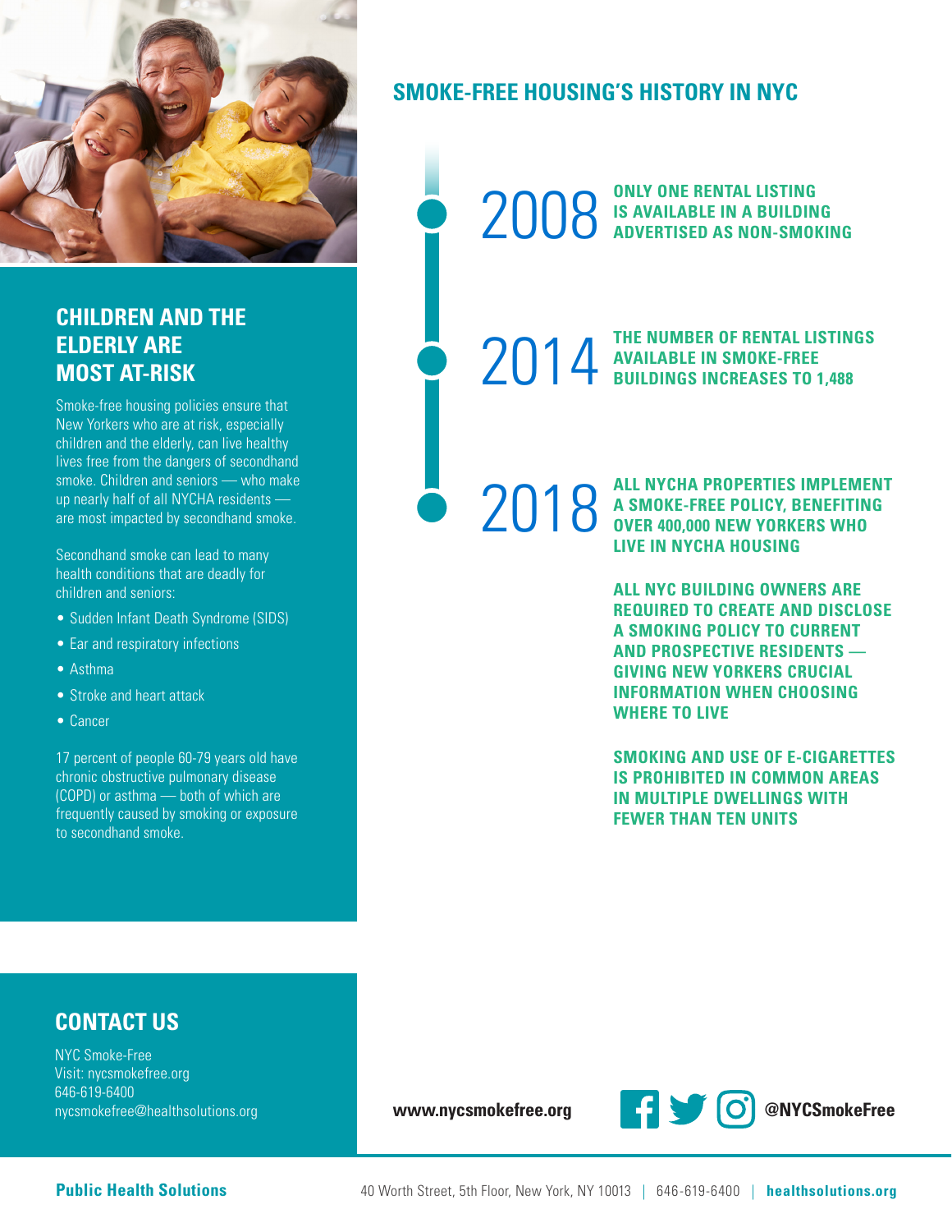## CHILDREN AND THE ELDERLY ARE MOST AT-RISK

Smoke-free housing policies ensure that New Yorkers who are at risk, especially children and the elderly, can live healthy lives free from the dangers of secondhand smoke. Children and seniors — who make up nearly half of all NYCHA residents — are most impacted by secondhand smoke.

Secondhand smoke can lead to many health conditions that are deadly for children and seniors:

- Sudden Infant Death Syndrome (SIDS)
- Ear and respiratory infections
- Asthma
- Stroke and heart attack
- Cancer

17 percent of people 60-79 years old have chronic obstructive pulmonary disease (COPD) or asthma — both of which are frequently caused by smoking or exposure to secondhand smoke.

## SMOKE-FREE HOUSING'S HISTORY IN NYC

**2008** — ONLY ONE RENTAL LISTING IS AVAILABLE IN A BUILDING ADVERTISED AS NON-SMOKING

**2014** — THE NUMBER OF RENTAL LISTINGS AVAILABLE IN SMOKE-FREE BUILDINGS INCREASES TO 1,488

**2018** — ALL NYCHA PROPERTIES IMPLEMENT A SMOKE-FREE POLICY, BENEFITING OVER 400,000 NEW YORKERS WHO LIVE IN NYCHA HOUSING

ALL NYC BUILDING OWNERS ARE REQUIRED TO CREATE AND DISCLOSE A SMOKING POLICY TO CURRENT AND PROSPECTIVE RESIDENTS — GIVING NEW YORKERS CRUCIAL INFORMATION WHEN CHOOSING WHERE TO LIVE

SMOKING AND USE OF E-CIGARETTES IS PROHIBITED IN COMMON AREAS IN MULTIPLE DWELLINGS WITH FEWER THAN TEN UNITS

## CONTACT US

NYC Smoke-Free
Visit: nycsmokefree.org
646-619-6400
nycsmokefree@healthsolutions.org

**www.nycsmokefree.org**

**@NYCSmokeFree**

**Public Health Solutions**

40 Worth Street, 5th Floor, New York, NY 10013 | 646-619-6400 | **healthsolutions.org**